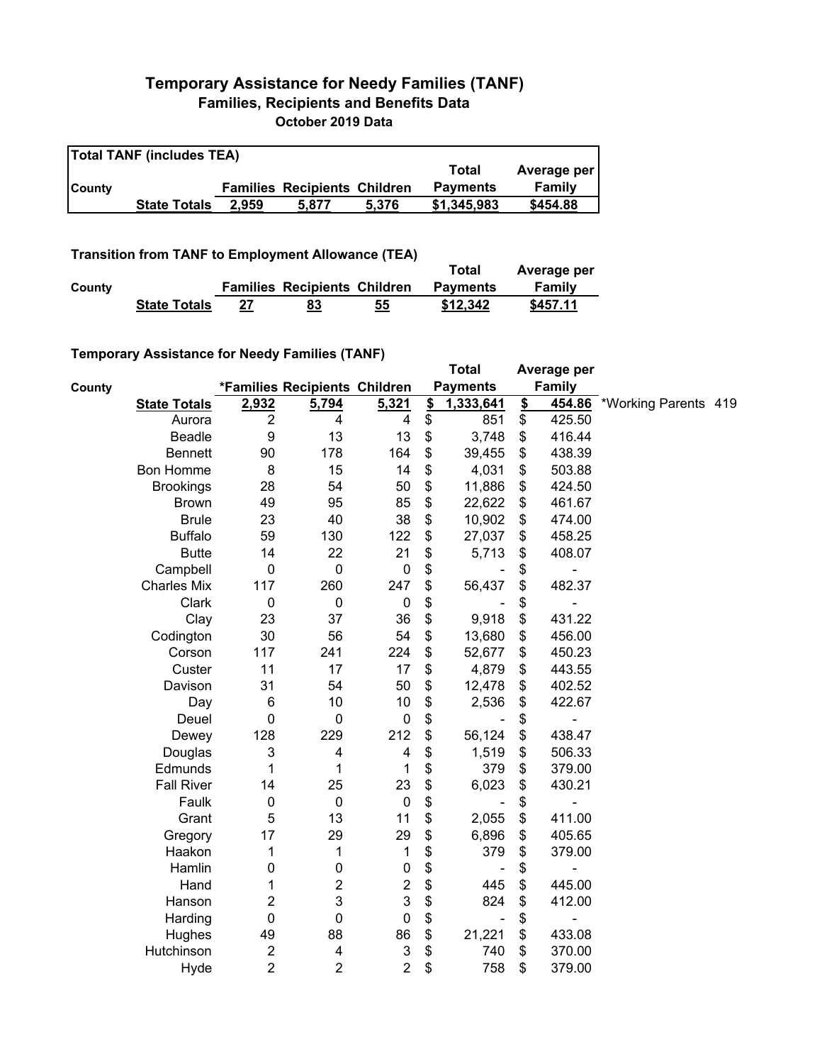# Temporary Assistance for Needy Families (TANF)
## Families, Recipients and Benefits Data
### October 2019 Data

**Total TANF (includes TEA)**

| County | | Families | Recipients | Children | Total Payments | Average per Family |
|---|---|---|---|---|---|---|
| | **State Totals** | **2,959** | **5,877** | **5,376** | **$1,345,983** | **$454.88** |

**Transition from TANF to Employment Allowance (TEA)**

| County | | Families | Recipients | Children | Total Payments | Average per Family |
|---|---|---|---|---|---|---|
| | **State Totals** | **27** | **83** | **55** | **$12,342** | **$457.11** |

**Temporary Assistance for Needy Families (TANF)**

| County | | *Families | Recipients | Children | Total Payments | Average per Family | |
|---|---|---|---|---|---|---|---|
| | **State Totals** | **2,932** | **5,794** | **5,321** | **$ 1,333,641** | **$ 454.86** | *Working Parents 419 |
| | Aurora | 2 | 4 | 4 | $ 851 | $ 425.50 | |
| | Beadle | 9 | 13 | 13 | $ 3,748 | $ 416.44 | |
| | Bennett | 90 | 178 | 164 | $ 39,455 | $ 438.39 | |
| | Bon Homme | 8 | 15 | 14 | $ 4,031 | $ 503.88 | |
| | Brookings | 28 | 54 | 50 | $ 11,886 | $ 424.50 | |
| | Brown | 49 | 95 | 85 | $ 22,622 | $ 461.67 | |
| | Brule | 23 | 40 | 38 | $ 10,902 | $ 474.00 | |
| | Buffalo | 59 | 130 | 122 | $ 27,037 | $ 458.25 | |
| | Butte | 14 | 22 | 21 | $ 5,713 | $ 408.07 | |
| | Campbell | 0 | 0 | 0 | $ - | $ - | |
| | Charles Mix | 117 | 260 | 247 | $ 56,437 | $ 482.37 | |
| | Clark | 0 | 0 | 0 | $ - | $ - | |
| | Clay | 23 | 37 | 36 | $ 9,918 | $ 431.22 | |
| | Codington | 30 | 56 | 54 | $ 13,680 | $ 456.00 | |
| | Corson | 117 | 241 | 224 | $ 52,677 | $ 450.23 | |
| | Custer | 11 | 17 | 17 | $ 4,879 | $ 443.55 | |
| | Davison | 31 | 54 | 50 | $ 12,478 | $ 402.52 | |
| | Day | 6 | 10 | 10 | $ 2,536 | $ 422.67 | |
| | Deuel | 0 | 0 | 0 | $ - | $ - | |
| | Dewey | 128 | 229 | 212 | $ 56,124 | $ 438.47 | |
| | Douglas | 3 | 4 | 4 | $ 1,519 | $ 506.33 | |
| | Edmunds | 1 | 1 | 1 | $ 379 | $ 379.00 | |
| | Fall River | 14 | 25 | 23 | $ 6,023 | $ 430.21 | |
| | Faulk | 0 | 0 | 0 | $ - | $ - | |
| | Grant | 5 | 13 | 11 | $ 2,055 | $ 411.00 | |
| | Gregory | 17 | 29 | 29 | $ 6,896 | $ 405.65 | |
| | Haakon | 1 | 1 | 1 | $ 379 | $ 379.00 | |
| | Hamlin | 0 | 0 | 0 | $ - | $ - | |
| | Hand | 1 | 2 | 2 | $ 445 | $ 445.00 | |
| | Hanson | 2 | 3 | 3 | $ 824 | $ 412.00 | |
| | Harding | 0 | 0 | 0 | $ - | $ - | |
| | Hughes | 49 | 88 | 86 | $ 21,221 | $ 433.08 | |
| | Hutchinson | 2 | 4 | 3 | $ 740 | $ 370.00 | |
| | Hyde | 2 | 2 | 2 | $ 758 | $ 379.00 | |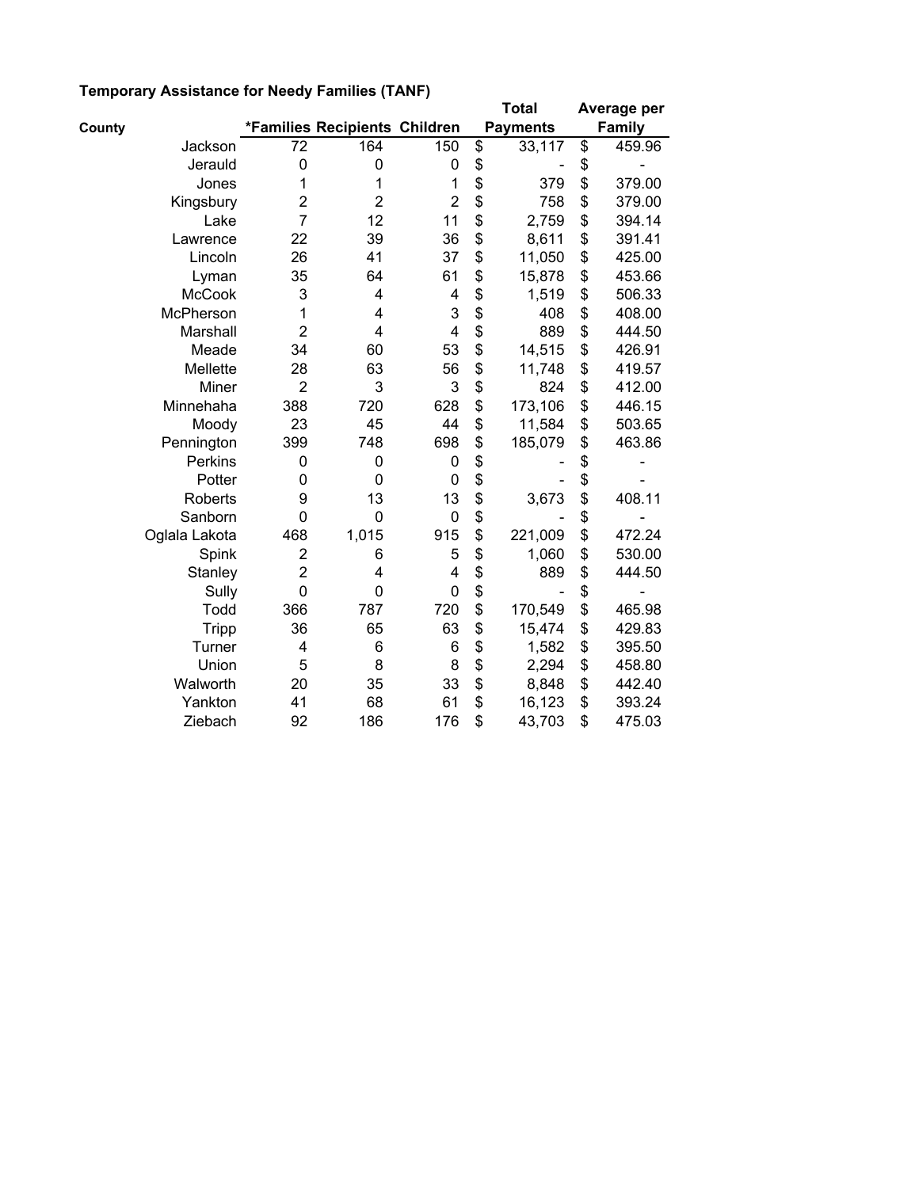**Temporary Assistance for Needy Families (TANF)**

| County | *Families | Recipients | Children | Total Payments | Average per Family |
|---|---|---|---|---|---|
| Jackson | 72 | 164 | 150 | $ 33,117 | $ 459.96 |
| Jerauld | 0 | 0 | 0 | $ - | $ - |
| Jones | 1 | 1 | 1 | $ 379 | $ 379.00 |
| Kingsbury | 2 | 2 | 2 | $ 758 | $ 379.00 |
| Lake | 7 | 12 | 11 | $ 2,759 | $ 394.14 |
| Lawrence | 22 | 39 | 36 | $ 8,611 | $ 391.41 |
| Lincoln | 26 | 41 | 37 | $ 11,050 | $ 425.00 |
| Lyman | 35 | 64 | 61 | $ 15,878 | $ 453.66 |
| McCook | 3 | 4 | 4 | $ 1,519 | $ 506.33 |
| McPherson | 1 | 4 | 3 | $ 408 | $ 408.00 |
| Marshall | 2 | 4 | 4 | $ 889 | $ 444.50 |
| Meade | 34 | 60 | 53 | $ 14,515 | $ 426.91 |
| Mellette | 28 | 63 | 56 | $ 11,748 | $ 419.57 |
| Miner | 2 | 3 | 3 | $ 824 | $ 412.00 |
| Minnehaha | 388 | 720 | 628 | $ 173,106 | $ 446.15 |
| Moody | 23 | 45 | 44 | $ 11,584 | $ 503.65 |
| Pennington | 399 | 748 | 698 | $ 185,079 | $ 463.86 |
| Perkins | 0 | 0 | 0 | $ - | $ - |
| Potter | 0 | 0 | 0 | $ - | $ - |
| Roberts | 9 | 13 | 13 | $ 3,673 | $ 408.11 |
| Sanborn | 0 | 0 | 0 | $ - | $ - |
| Oglala Lakota | 468 | 1,015 | 915 | $ 221,009 | $ 472.24 |
| Spink | 2 | 6 | 5 | $ 1,060 | $ 530.00 |
| Stanley | 2 | 4 | 4 | $ 889 | $ 444.50 |
| Sully | 0 | 0 | 0 | $ - | $ - |
| Todd | 366 | 787 | 720 | $ 170,549 | $ 465.98 |
| Tripp | 36 | 65 | 63 | $ 15,474 | $ 429.83 |
| Turner | 4 | 6 | 6 | $ 1,582 | $ 395.50 |
| Union | 5 | 8 | 8 | $ 2,294 | $ 458.80 |
| Walworth | 20 | 35 | 33 | $ 8,848 | $ 442.40 |
| Yankton | 41 | 68 | 61 | $ 16,123 | $ 393.24 |
| Ziebach | 92 | 186 | 176 | $ 43,703 | $ 475.03 |